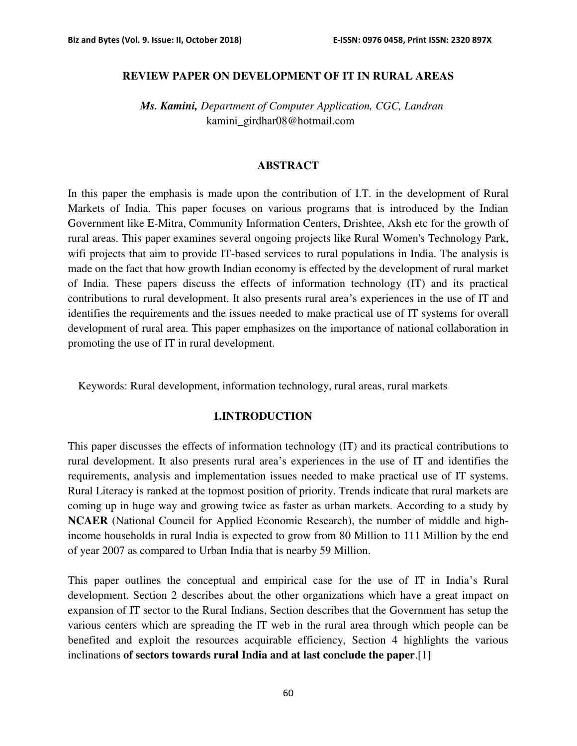# REVIEW PAPER ON DEVELOPMENT OF IT IN RURAL AREAS

***Ms. Kamini,*** *Department of Computer Application, CGC, Landran*
kamini_girdhar08@hotmail.com

## ABSTRACT

In this paper the emphasis is made upon the contribution of I.T. in the development of Rural Markets of India. This paper focuses on various programs that is introduced by the Indian Government like E-Mitra, Community Information Centers, Drishtee, Aksh etc for the growth of rural areas. This paper examines several ongoing projects like Rural Women's Technology Park, wifi projects that aim to provide IT-based services to rural populations in India. The analysis is made on the fact that how growth Indian economy is effected by the development of rural market of India. These papers discuss the effects of information technology (IT) and its practical contributions to rural development. It also presents rural area's experiences in the use of IT and identifies the requirements and the issues needed to make practical use of IT systems for overall development of rural area. This paper emphasizes on the importance of national collaboration in promoting the use of IT in rural development.

Keywords: Rural development, information technology, rural areas, rural markets

## 1.INTRODUCTION

This paper discusses the effects of information technology (IT) and its practical contributions to rural development. It also presents rural area's experiences in the use of IT and identifies the requirements, analysis and implementation issues needed to make practical use of IT systems. Rural Literacy is ranked at the topmost position of priority. Trends indicate that rural markets are coming up in huge way and growing twice as faster as urban markets. According to a study by **NCAER** (National Council for Applied Economic Research), the number of middle and high-income households in rural India is expected to grow from 80 Million to 111 Million by the end of year 2007 as compared to Urban India that is nearby 59 Million.

This paper outlines the conceptual and empirical case for the use of IT in India's Rural development. Section 2 describes about the other organizations which have a great impact on expansion of IT sector to the Rural Indians, Section describes that the Government has setup the various centers which are spreading the IT web in the rural area through which people can be benefited and exploit the resources acquirable efficiency, Section 4 highlights the various inclinations **of sectors towards rural India and at last conclude the paper**.[1]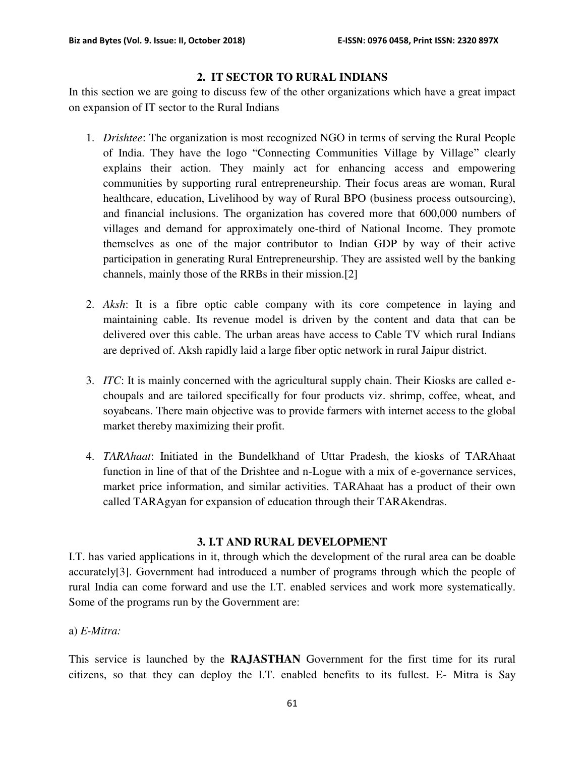## 2. IT SECTOR TO RURAL INDIANS

In this section we are going to discuss few of the other organizations which have a great impact on expansion of IT sector to the Rural Indians

1. *Drishtee*: The organization is most recognized NGO in terms of serving the Rural People of India. They have the logo "Connecting Communities Village by Village" clearly explains their action. They mainly act for enhancing access and empowering communities by supporting rural entrepreneurship. Their focus areas are woman, Rural healthcare, education, Livelihood by way of Rural BPO (business process outsourcing), and financial inclusions. The organization has covered more that 600,000 numbers of villages and demand for approximately one-third of National Income. They promote themselves as one of the major contributor to Indian GDP by way of their active participation in generating Rural Entrepreneurship. They are assisted well by the banking channels, mainly those of the RRBs in their mission.[2]

2. *Aksh*: It is a fibre optic cable company with its core competence in laying and maintaining cable. Its revenue model is driven by the content and data that can be delivered over this cable. The urban areas have access to Cable TV which rural Indians are deprived of. Aksh rapidly laid a large fiber optic network in rural Jaipur district.

3. *ITC*: It is mainly concerned with the agricultural supply chain. Their Kiosks are called e-choupals and are tailored specifically for four products viz. shrimp, coffee, wheat, and soyabeans. There main objective was to provide farmers with internet access to the global market thereby maximizing their profit.

4. *TARAhaat*: Initiated in the Bundelkhand of Uttar Pradesh, the kiosks of TARAhaat function in line of that of the Drishtee and n-Logue with a mix of e-governance services, market price information, and similar activities. TARAhaat has a product of their own called TARAgyan for expansion of education through their TARAkendras.

## 3. I.T AND RURAL DEVELOPMENT

I.T. has varied applications in it, through which the development of the rural area can be doable accurately[3]. Government had introduced a number of programs through which the people of rural India can come forward and use the I.T. enabled services and work more systematically. Some of the programs run by the Government are:

a) *E-Mitra:*

This service is launched by the **RAJASTHAN** Government for the first time for its rural citizens, so that they can deploy the I.T. enabled benefits to its fullest. E- Mitra is Say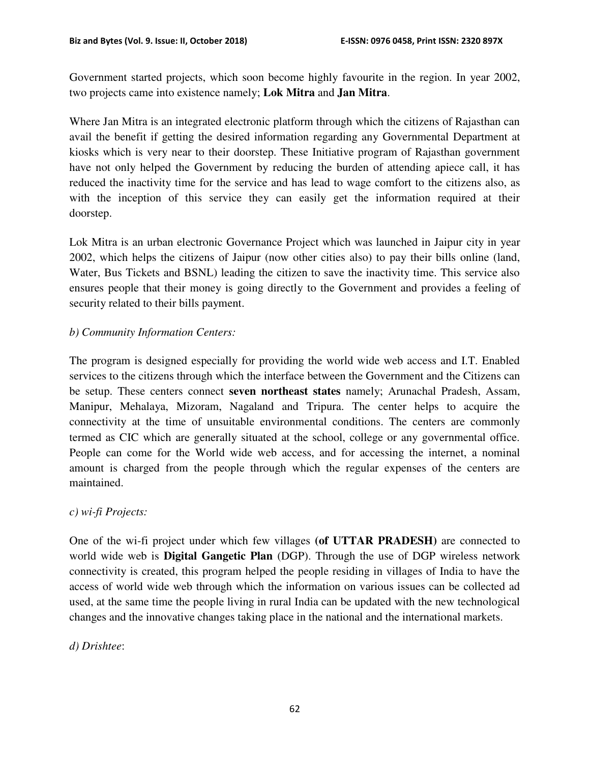Government started projects, which soon become highly favourite in the region. In year 2002, two projects came into existence namely; **Lok Mitra** and **Jan Mitra**.

Where Jan Mitra is an integrated electronic platform through which the citizens of Rajasthan can avail the benefit if getting the desired information regarding any Governmental Department at kiosks which is very near to their doorstep. These Initiative program of Rajasthan government have not only helped the Government by reducing the burden of attending apiece call, it has reduced the inactivity time for the service and has lead to wage comfort to the citizens also, as with the inception of this service they can easily get the information required at their doorstep.

Lok Mitra is an urban electronic Governance Project which was launched in Jaipur city in year 2002, which helps the citizens of Jaipur (now other cities also) to pay their bills online (land, Water, Bus Tickets and BSNL) leading the citizen to save the inactivity time. This service also ensures people that their money is going directly to the Government and provides a feeling of security related to their bills payment.

*b) Community Information Centers:*

The program is designed especially for providing the world wide web access and I.T. Enabled services to the citizens through which the interface between the Government and the Citizens can be setup. These centers connect **seven northeast states** namely; Arunachal Pradesh, Assam, Manipur, Mehalaya, Mizoram, Nagaland and Tripura. The center helps to acquire the connectivity at the time of unsuitable environmental conditions. The centers are commonly termed as CIC which are generally situated at the school, college or any governmental office. People can come for the World wide web access, and for accessing the internet, a nominal amount is charged from the people through which the regular expenses of the centers are maintained.

*c) wi-fi Projects:*

One of the wi-fi project under which few villages **(of UTTAR PRADESH)** are connected to world wide web is **Digital Gangetic Plan** (DGP). Through the use of DGP wireless network connectivity is created, this program helped the people residing in villages of India to have the access of world wide web through which the information on various issues can be collected ad used, at the same time the people living in rural India can be updated with the new technological changes and the innovative changes taking place in the national and the international markets.

*d) Drishtee*: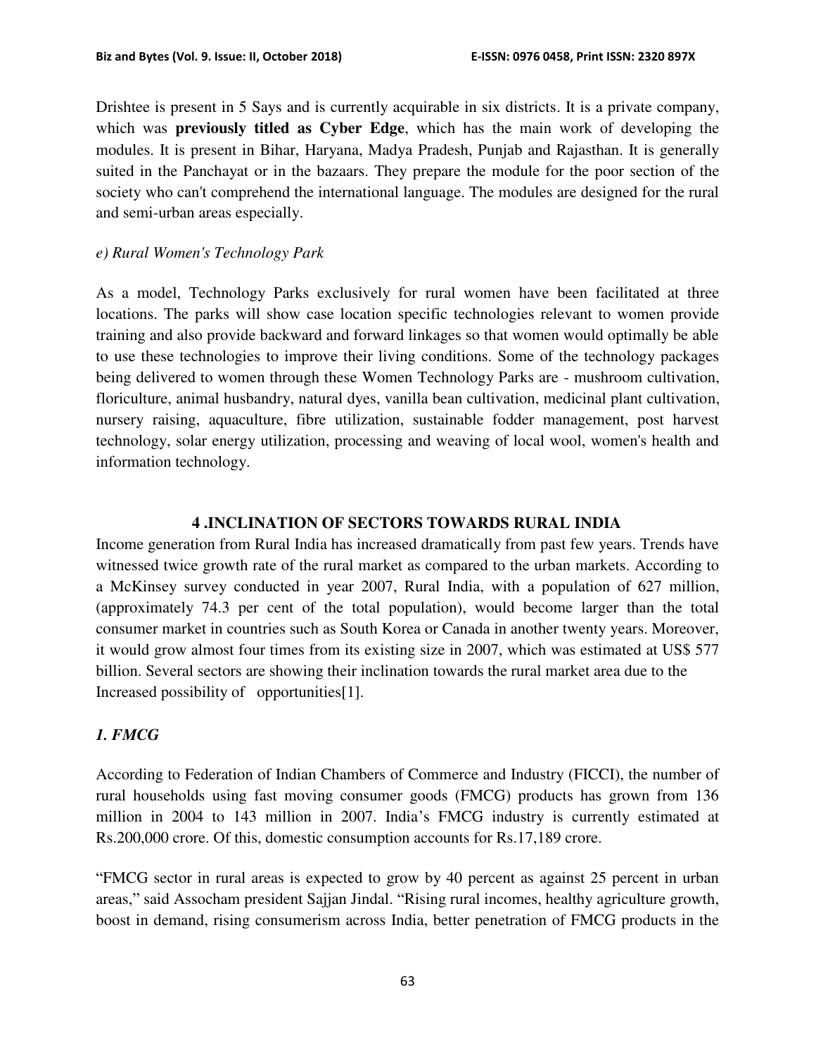Drishtee is present in 5 Says and is currently acquirable in six districts. It is a private company, which was **previously titled as Cyber Edge**, which has the main work of developing the modules. It is present in Bihar, Haryana, Madya Pradesh, Punjab and Rajasthan. It is generally suited in the Panchayat or in the bazaars. They prepare the module for the poor section of the society who can't comprehend the international language. The modules are designed for the rural and semi-urban areas especially.

*e) Rural Women's Technology Park*

As a model, Technology Parks exclusively for rural women have been facilitated at three locations. The parks will show case location specific technologies relevant to women provide training and also provide backward and forward linkages so that women would optimally be able to use these technologies to improve their living conditions. Some of the technology packages being delivered to women through these Women Technology Parks are - mushroom cultivation, floriculture, animal husbandry, natural dyes, vanilla bean cultivation, medicinal plant cultivation, nursery raising, aquaculture, fibre utilization, sustainable fodder management, post harvest technology, solar energy utilization, processing and weaving of local wool, women's health and information technology.

## 4 .INCLINATION OF SECTORS TOWARDS RURAL INDIA

Income generation from Rural India has increased dramatically from past few years. Trends have witnessed twice growth rate of the rural market as compared to the urban markets. According to a McKinsey survey conducted in year 2007, Rural India, with a population of 627 million, (approximately 74.3 per cent of the total population), would become larger than the total consumer market in countries such as South Korea or Canada in another twenty years. Moreover, it would grow almost four times from its existing size in 2007, which was estimated at US$ 577 billion. Several sectors are showing their inclination towards the rural market area due to the Increased possibility of opportunities[1].

### *1. FMCG*

According to Federation of Indian Chambers of Commerce and Industry (FICCI), the number of rural households using fast moving consumer goods (FMCG) products has grown from 136 million in 2004 to 143 million in 2007. India's FMCG industry is currently estimated at Rs.200,000 crore. Of this, domestic consumption accounts for Rs.17,189 crore.

"FMCG sector in rural areas is expected to grow by 40 percent as against 25 percent in urban areas," said Assocham president Sajjan Jindal. "Rising rural incomes, healthy agriculture growth, boost in demand, rising consumerism across India, better penetration of FMCG products in the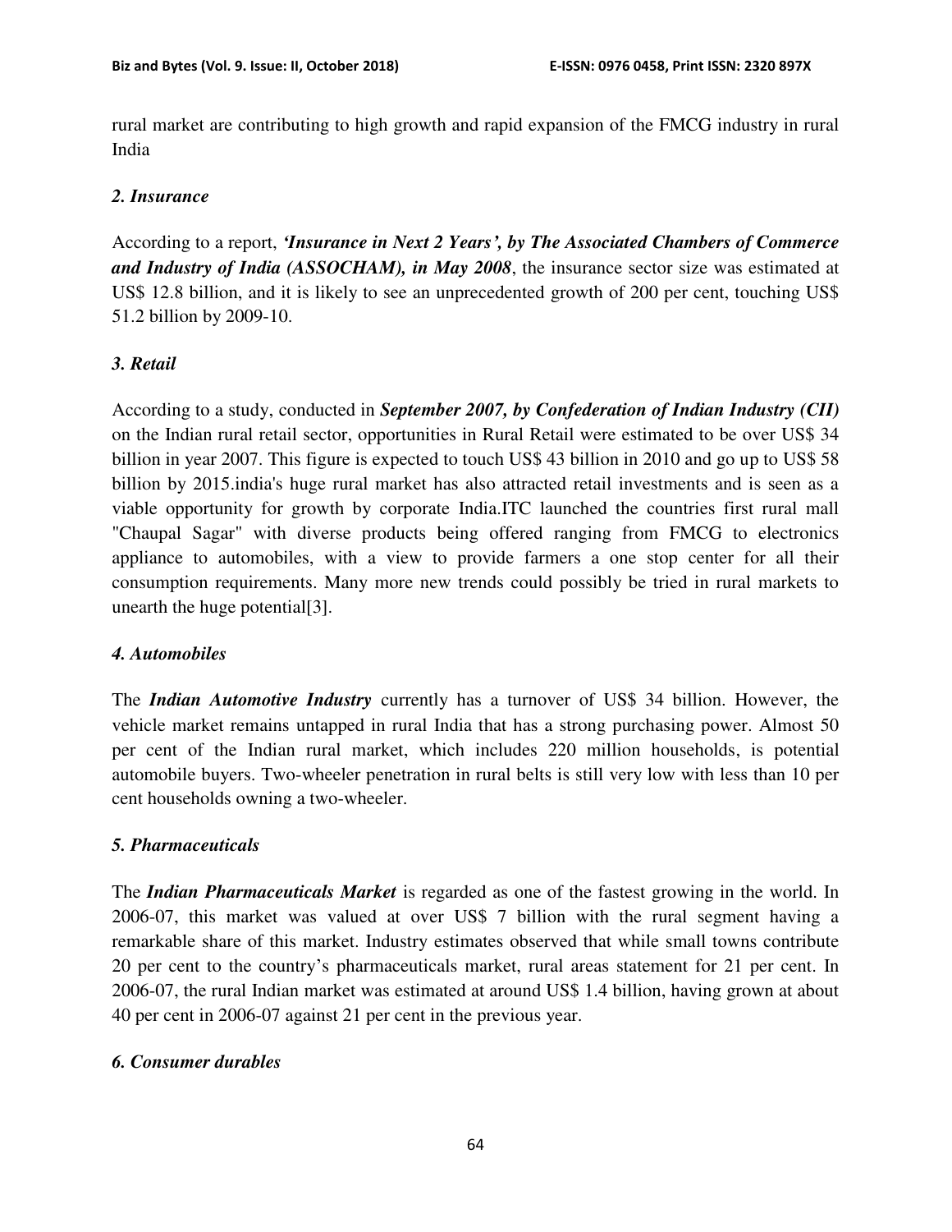rural market are contributing to high growth and rapid expansion of the FMCG industry in rural India

### *2. Insurance*

According to a report, ***'Insurance in Next 2 Years', by The Associated Chambers of Commerce and Industry of India (ASSOCHAM), in May 2008***, the insurance sector size was estimated at US$ 12.8 billion, and it is likely to see an unprecedented growth of 200 per cent, touching US$ 51.2 billion by 2009-10.

### *3. Retail*

According to a study, conducted in ***September 2007, by Confederation of Indian Industry (CII)*** on the Indian rural retail sector, opportunities in Rural Retail were estimated to be over US$ 34 billion in year 2007. This figure is expected to touch US$ 43 billion in 2010 and go up to US$ 58 billion by 2015.india's huge rural market has also attracted retail investments and is seen as a viable opportunity for growth by corporate India.ITC launched the countries first rural mall "Chaupal Sagar" with diverse products being offered ranging from FMCG to electronics appliance to automobiles, with a view to provide farmers a one stop center for all their consumption requirements. Many more new trends could possibly be tried in rural markets to unearth the huge potential[3].

### *4. Automobiles*

The ***Indian Automotive Industry*** currently has a turnover of US$ 34 billion. However, the vehicle market remains untapped in rural India that has a strong purchasing power. Almost 50 per cent of the Indian rural market, which includes 220 million households, is potential automobile buyers. Two-wheeler penetration in rural belts is still very low with less than 10 per cent households owning a two-wheeler.

### *5. Pharmaceuticals*

The ***Indian Pharmaceuticals Market*** is regarded as one of the fastest growing in the world. In 2006-07, this market was valued at over US$ 7 billion with the rural segment having a remarkable share of this market. Industry estimates observed that while small towns contribute 20 per cent to the country's pharmaceuticals market, rural areas statement for 21 per cent. In 2006-07, the rural Indian market was estimated at around US$ 1.4 billion, having grown at about 40 per cent in 2006-07 against 21 per cent in the previous year.

### *6. Consumer durables*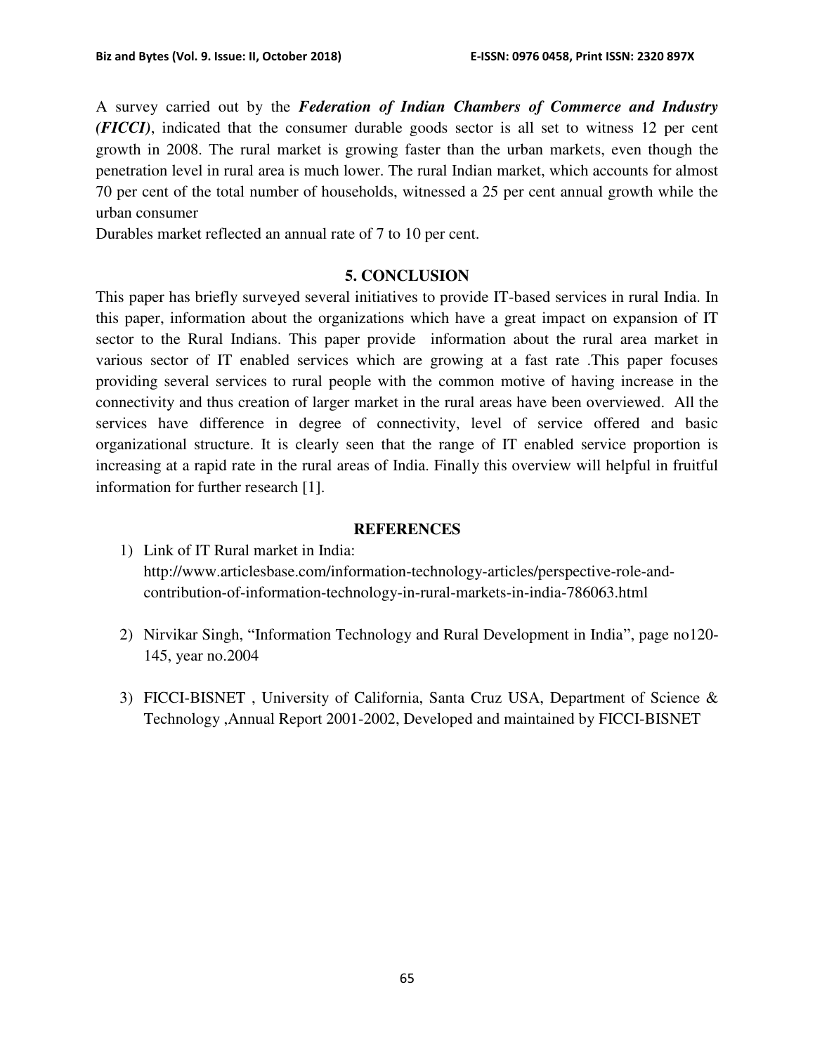A survey carried out by the ***Federation of Indian Chambers of Commerce and Industry (FICCI)***, indicated that the consumer durable goods sector is all set to witness 12 per cent growth in 2008. The rural market is growing faster than the urban markets, even though the penetration level in rural area is much lower. The rural Indian market, which accounts for almost 70 per cent of the total number of households, witnessed a 25 per cent annual growth while the urban consumer

Durables market reflected an annual rate of 7 to 10 per cent.

## 5. CONCLUSION

This paper has briefly surveyed several initiatives to provide IT-based services in rural India. In this paper, information about the organizations which have a great impact on expansion of IT sector to the Rural Indians. This paper provide information about the rural area market in various sector of IT enabled services which are growing at a fast rate .This paper focuses providing several services to rural people with the common motive of having increase in the connectivity and thus creation of larger market in the rural areas have been overviewed. All the services have difference in degree of connectivity, level of service offered and basic organizational structure. It is clearly seen that the range of IT enabled service proportion is increasing at a rapid rate in the rural areas of India. Finally this overview will helpful in fruitful information for further research [1].

## REFERENCES

1) Link of IT Rural market in India: http://www.articlesbase.com/information-technology-articles/perspective-role-and-contribution-of-information-technology-in-rural-markets-in-india-786063.html

2) Nirvikar Singh, "Information Technology and Rural Development in India", page no120-145, year no.2004

3) FICCI-BISNET , University of California, Santa Cruz USA, Department of Science & Technology ,Annual Report 2001-2002, Developed and maintained by FICCI-BISNET